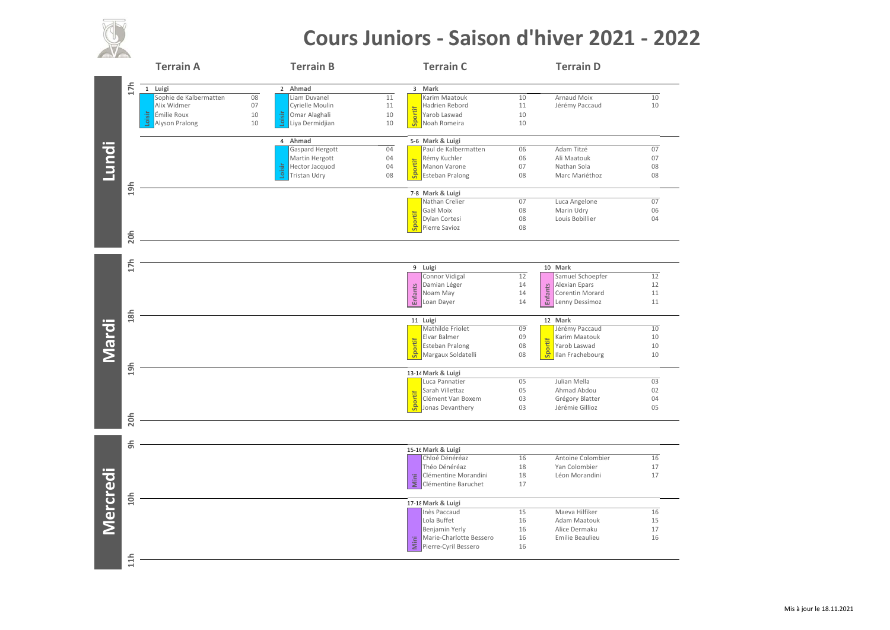# Cours Juniors - Saison d'hiver 2021 - 2022

## Lundi

### 17h

**Terrain A** — 1 Luigi (Loisir)

| Nom | |
|---|---|
| Sophie de Kalbermatten | 08 |
| Alix Widmer | 07 |
| Émilie Roux | 10 |
| Alyson Pralong | 10 |

**Terrain B** — 2 Ahmad (Loisir)

| Nom | |
|---|---|
| Liam Duvanel | 11 |
| Cyrielle Moulin | 11 |
| Omar Alaghali | 10 |
| Liya Dermidjian | 10 |

**Terrain C** — 3 Mark (Sportif)

| Nom | |
|---|---|
| Karim Maatouk | 10 |
| Hadrien Rebord | 11 |
| Yarob Laswad | 10 |
| Noah Romeira | 10 |

**Terrain D**

| Nom | |
|---|---|
| Arnaud Moix | 10 |
| Jérémy Paccaud | 10 |

### 18h

**Terrain B** — 4 Ahmad (Loisir)

| Nom | |
|---|---|
| Gaspard Hergott | 04 |
| Martin Hergott | 04 |
| Hector Jacquod | 04 |
| Tristan Udry | 08 |

**Terrain C / D** — 5-6 Mark & Luigi (Sportif)

| Terrain C | | Terrain D | |
|---|---|---|---|
| Paul de Kalbermatten | 06 | Adam Titzé | 07 |
| Rémy Kuchler | 06 | Ali Maatouk | 07 |
| Manon Varone | 07 | Nathan Sola | 08 |
| Esteban Pralong | 08 | Marc Mariéthoz | 08 |

### 19h

**Terrain C / D** — 7-8 Mark & Luigi (Sportif)

| Terrain C | | Terrain D | |
|---|---|---|---|
| Nathan Crelier | 07 | Luca Angelone | 07 |
| Gaël Moix | 08 | Marin Udry | 06 |
| Dylan Cortesi | 08 | Louis Bobillier | 04 |
| Pierre Savioz | 08 | | |

## Mardi

### 17h

**Terrain C** — 9 Luigi (Enfants)

| Nom | |
|---|---|
| Connor Vidigal | 12 |
| Damian Léger | 14 |
| Noam May | 14 |
| Loan Dayer | 14 |

**Terrain D** — 10 Mark (Enfants)

| Nom | |
|---|---|
| Samuel Schoepfer | 12 |
| Alexian Epars | 12 |
| Corentin Morard | 11 |
| Lenny Dessimoz | 11 |

### 18h

**Terrain C** — 11 Luigi (Sportif)

| Nom | |
|---|---|
| Mathilde Friolet | 09 |
| Elvar Balmer | 09 |
| Esteban Pralong | 08 |
| Margaux Soldatelli | 08 |

**Terrain D** — 12 Mark (Sportif)

| Nom | |
|---|---|
| Jérémy Paccaud | 10 |
| Karim Maatouk | 10 |
| Yarob Laswad | 10 |
| Ilan Frachebourg | 10 |

### 19h

**Terrain C / D** — 13-14 Mark & Luigi (Sportif)

| Terrain C | | Terrain D | |
|---|---|---|---|
| Luca Pannatier | 05 | Julian Mella | 03 |
| Sarah Villettaz | 05 | Ahmad Abdou | 02 |
| Clément Van Boxem | 03 | Grégory Blatter | 04 |
| Jonas Devanthery | 03 | Jérémie Gillioz | 05 |

## Mercredi

### 9h

**Terrain C / D** — 15-16 Mark & Luigi (Mini)

| Terrain C | | Terrain D | |
|---|---|---|---|
| Chloé Dénéréaz | 16 | Antoine Colombier | 16 |
| Théo Dénéréaz | 18 | Yan Colombier | 17 |
| Clémentine Morandini | 18 | Léon Morandini | 17 |
| Clémentine Baruchet | 17 | | |

### 10h

**Terrain C / D** — 17-18 Mark & Luigi (Mini)

| Terrain C | | Terrain D | |
|---|---|---|---|
| Inès Paccaud | 15 | Maeva Hilfiker | 16 |
| Lola Buffet | 16 | Adam Maatouk | 15 |
| Benjamin Yerly | 16 | Alice Dermaku | 17 |
| Marie-Charlotte Bessero | 16 | Emilie Beaulieu | 16 |
| Pierre-Cyril Bessero | 16 | | |

Mis à jour le 18.11.2021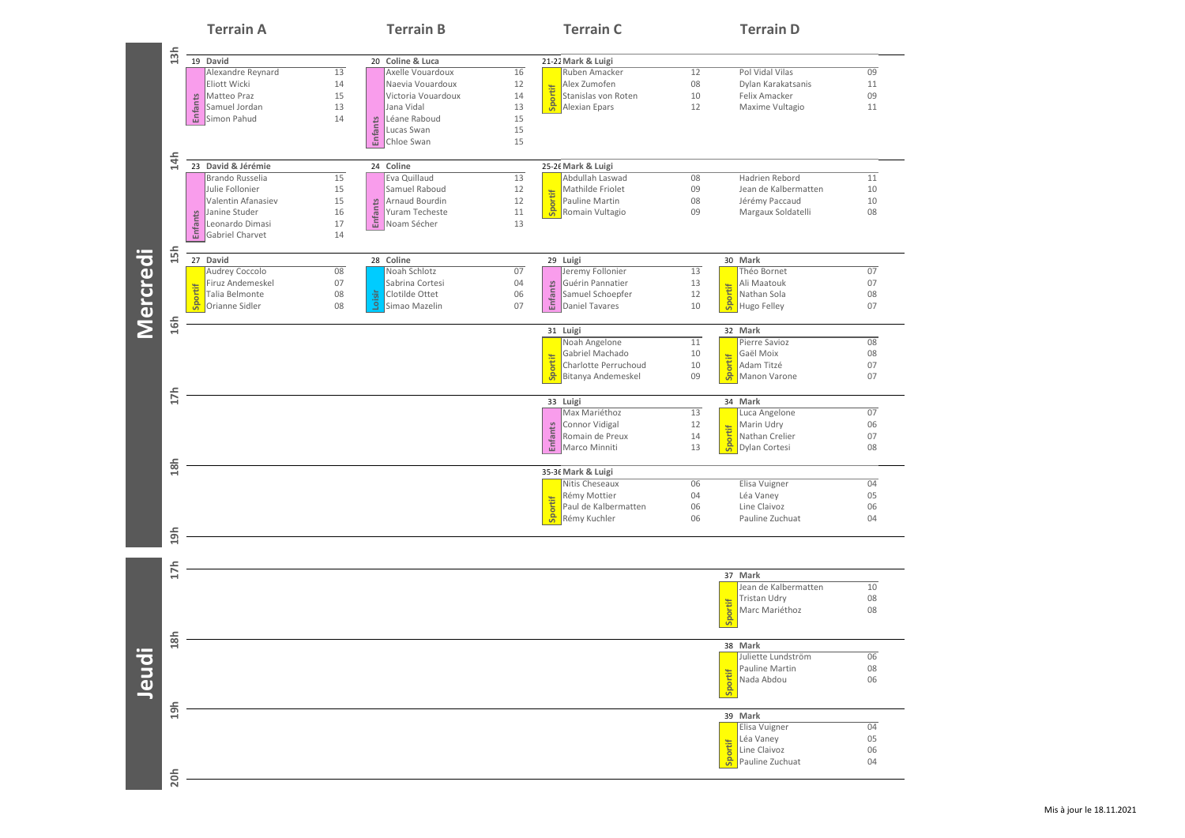## Mercredi

| Heure | Terrain A | Terrain B | Terrain C | Terrain D |
|---|---|---|---|---|
| 13h | **19 David** (Enfants)<br>Alexandre Reynard 13<br>Eliott Wicki 14<br>Matteo Praz 15<br>Samuel Jordan 13<br>Simon Pahud 14 | **20 Coline & Luca** (Enfants)<br>Axelle Vouardoux 16<br>Naevia Vouardoux 12<br>Victoria Vouardoux 14<br>Jana Vidal 13<br>Léane Raboud 15<br>Lucas Swan 15<br>Chloe Swan 15 | **21-22 Mark & Luigi** (Sportif)<br>Ruben Amacker 12<br>Alex Zumofen 08<br>Stanislas von Roten 10<br>Alexian Epars 12 | Pol Vidal Vilas 09<br>Dylan Karakatsanis 11<br>Felix Amacker 09<br>Maxime Vultagio 11 |
| 14h | **23 David & Jérémie** (Enfants)<br>Brando Russelia 15<br>Julie Follonier 15<br>Valentin Afanasiev 15<br>Janine Studer 16<br>Leonardo Dimasi 17<br>Gabriel Charvet 14 | **24 Coline** (Enfants)<br>Eva Quillaud 13<br>Samuel Raboud 12<br>Arnaud Bourdin 12<br>Yuram Techeste 11<br>Noam Sécher 13 | **25-26 Mark & Luigi** (Sportif)<br>Abdullah Laswad 08<br>Mathilde Friolet 09<br>Pauline Martin 08<br>Romain Vultagio 09 | Hadrien Rebord 11<br>Jean de Kalbermatten 10<br>Jérémy Paccaud 10<br>Margaux Soldatelli 08 |
| 15h | **27 David** (Sportif)<br>Audrey Coccolo 08<br>Firuz Andemeskel 07<br>Talia Belmonte 08<br>Orianne Sidler 08 | **28 Coline** (Loisir)<br>Noah Schlotz 07<br>Sabrina Cortesi 04<br>Clotilde Ottet 06<br>Simao Mazelin 07 | **29 Luigi** (Enfants)<br>Jeremy Follonier 13<br>Guérin Pannatier 13<br>Samuel Schoepfer 12<br>Daniel Tavares 10 | **30 Mark** (Sportif)<br>Théo Bornet 07<br>Ali Maatouk 07<br>Nathan Sola 08<br>Hugo Felley 07 |
| 16h | | | **31 Luigi** (Sportif)<br>Noah Angelone 11<br>Gabriel Machado 10<br>Charlotte Perruchoud 10<br>Bitanya Andemeskel 09 | **32 Mark** (Sportif)<br>Pierre Savioz 08<br>Gaël Moix 08<br>Adam Titzé 07<br>Manon Varone 07 |
| 17h | | | **33 Luigi** (Enfants)<br>Max Mariéthoz 13<br>Connor Vidigal 12<br>Romain de Preux 14<br>Marco Minniti 13 | **34 Mark** (Sportif)<br>Luca Angelone 07<br>Marin Udry 06<br>Nathan Crelier 07<br>Dylan Cortesi 08 |
| 18h | | | **35-36 Mark & Luigi** (Sportif)<br>Nitis Cheseaux 06<br>Rémy Mottier 04<br>Paul de Kalbermatten 06<br>Rémy Kuchler 06 | Elisa Vuigner 04<br>Léa Vaney 05<br>Line Claivoz 06<br>Pauline Zuchuat 04 |
| 19h | | | | |

## Jeudi

| Heure | Terrain A | Terrain B | Terrain C | Terrain D |
|---|---|---|---|---|
| 17h | | | | **37 Mark** (Sportif)<br>Jean de Kalbermatten 10<br>Tristan Udry 08<br>Marc Mariéthoz 08 |
| 18h | | | | **38 Mark** (Sportif)<br>Juliette Lundström 06<br>Pauline Martin 08<br>Nada Abdou 06 |
| 19h | | | | **39 Mark** (Sportif)<br>Elisa Vuigner 04<br>Léa Vaney 05<br>Line Claivoz 06<br>Pauline Zuchuat 04 |
| 20h | | | | |

Mis à jour le 18.11.2021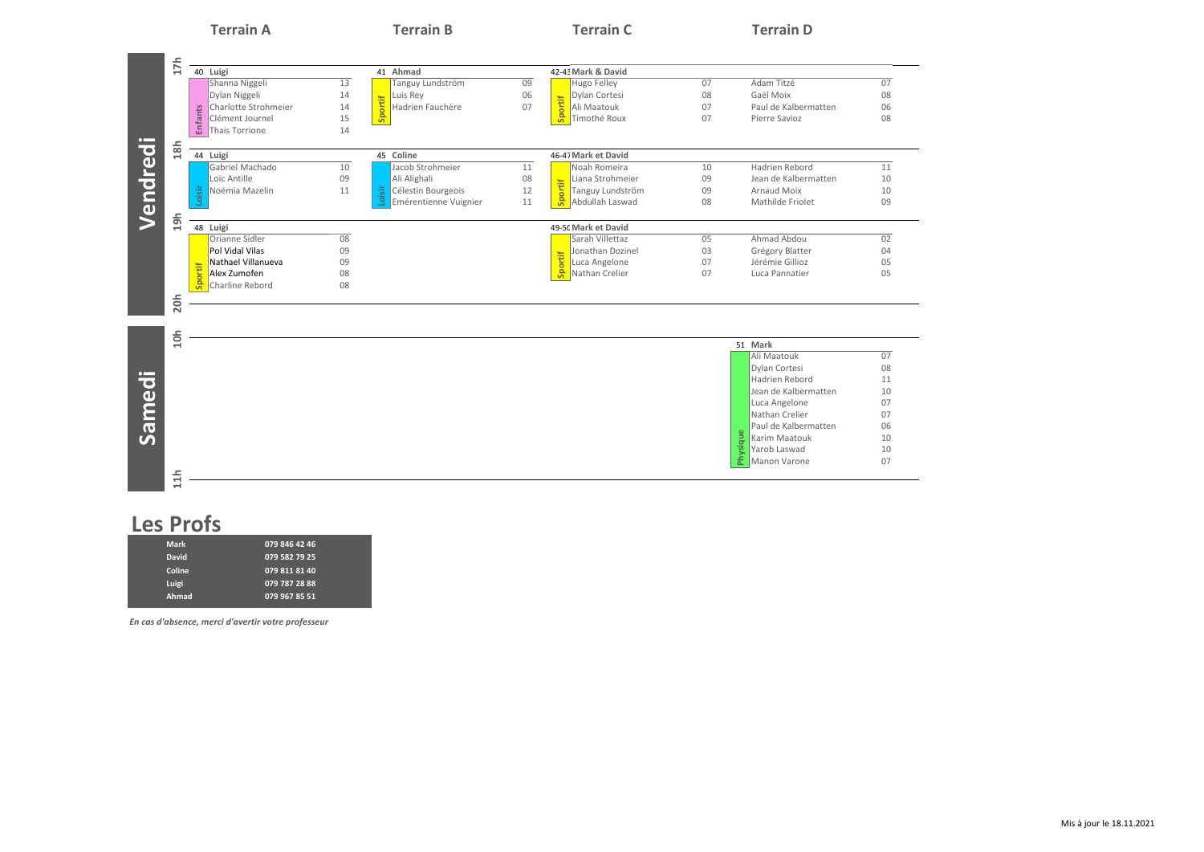| | Terrain A | | Terrain B | | Terrain C | | Terrain D | |
|---|---|---|---|---|---|---|---|---|
| **Vendredi 17h** | **40 Luigi** | | **41 Ahmad** | | **42-43 Mark & David** | | | |
| Enfants / Sportif / Sportif | Shanna Niggeli | 13 | Tanguy Lundström | 09 | Hugo Felley | 07 | Adam Titzé | 07 |
| | Dylan Niggeli | 14 | Luis Rey | 06 | Dylan Cortesi | 08 | Gaël Moix | 08 |
| | Charlotte Strohmeier | 14 | Hadrien Fauchère | 07 | Ali Maatouk | 07 | Paul de Kalbermatten | 06 |
| | Clément Journel | 15 | | | Timothé Roux | 07 | Pierre Savioz | 08 |
| | Thais Torrione | 14 | | | | | | |
| **18h** | **44 Luigi** | | **45 Coline** | | **46-47 Mark et David** | | | |
| Loisir / Loisir / Sportif | Gabriel Machado | 10 | Jacob Strohmeier | 11 | Noah Romeira | 10 | Hadrien Rebord | 11 |
| | Loïc Antille | 09 | Ali Alighali | 08 | Liana Strohmeier | 09 | Jean de Kalbermatten | 10 |
| | Noémia Mazelin | 11 | Célestin Bourgeois | 12 | Tanguy Lundström | 09 | Arnaud Moix | 10 |
| | | | Eméréntienne Vuignier | 11 | Abdullah Laswad | 08 | Mathilde Friolet | 09 |
| **19h** | **48 Luigi** | | | | **49-50 Mark et David** | | | |
| Sportif / Sportif | Orianne Sidler | 08 | | | Sarah Villettaz | 05 | Ahmad Abdou | 02 |
| | Pol Vidal Vilas | 09 | | | Jonathan Dozinel | 03 | Grégory Blatter | 04 |
| | Nathael Villanueva | 09 | | | Luca Angelone | 07 | Jérémie Gillioz | 05 |
| | Alex Zumofen | 08 | | | Nathan Crelier | 07 | Luca Pannatier | 05 |
| | Charline Rebord | 08 | | | | | | |
| **20h** | | | | | | | | |
| **Samedi 10h** | | | | | | | **51 Mark** | |
| Physique | | | | | | | Ali Maatouk | 07 |
| | | | | | | | Dylan Cortesi | 08 |
| | | | | | | | Hadrien Rebord | 11 |
| | | | | | | | Jean de Kalbermatten | 10 |
| | | | | | | | Luca Angelone | 07 |
| | | | | | | | Nathan Crelier | 07 |
| | | | | | | | Paul de Kalbermatten | 06 |
| | | | | | | | Karim Maatouk | 10 |
| | | | | | | | Yarob Laswad | 10 |
| | | | | | | | Manon Varone | 07 |
| **11h** | | | | | | | | |

# Les Profs

| | |
|---|---|
| Mark | 079 846 42 46 |
| David | 079 582 79 25 |
| Coline | 079 811 81 40 |
| Luigi | 079 787 28 88 |
| Ahmad | 079 967 85 51 |

*En cas d'absence, merci d'avertir votre professeur*

Mis à jour le 18.11.2021